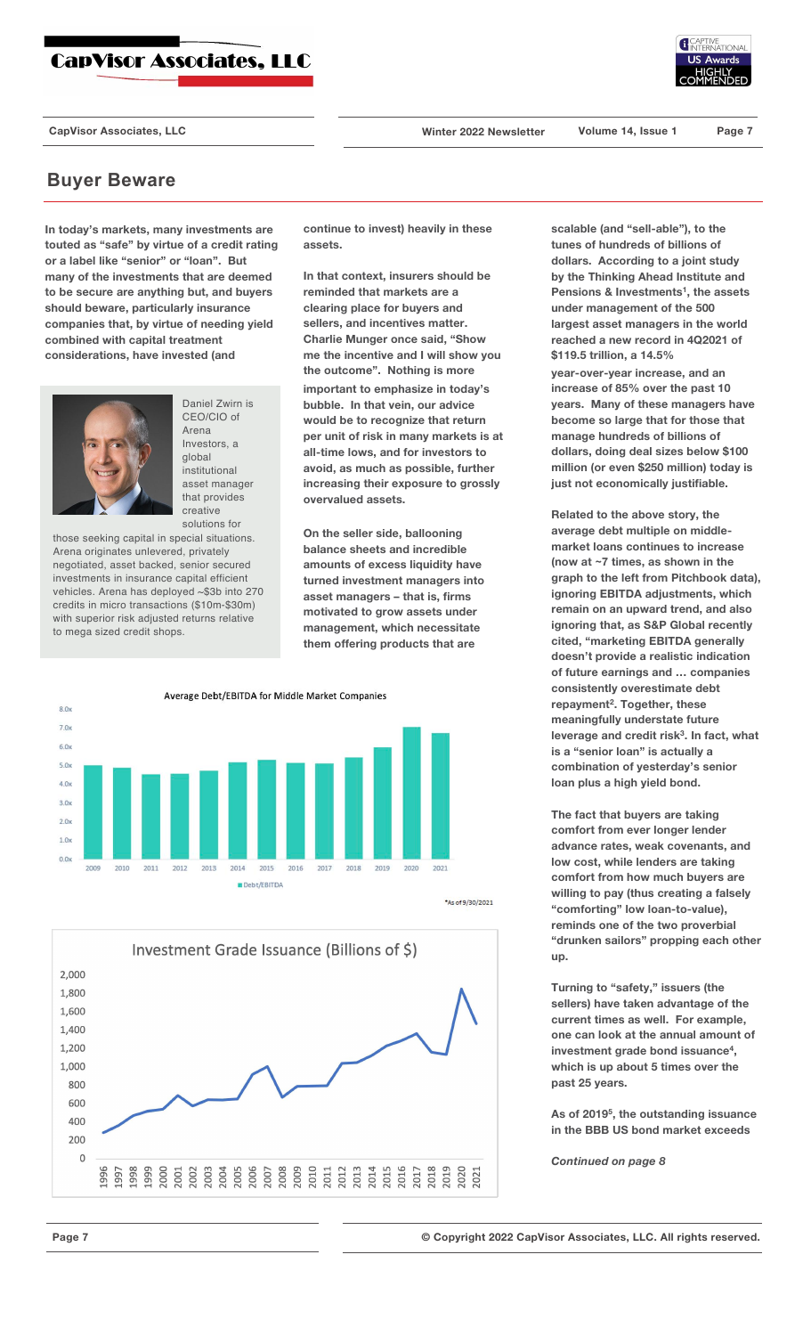## Buyer Beware

**In today's markets, many investments are touted as "safe" by virtue of a credit rating or a label like "senior" or "loan". But many of the investments that are deemed to be secure are anything but, and buyers should beware, particularly insurance companies that, by virtue of needing yield combined with capital treatment considerations, have invested (and continue to invest) heavily in these assets.**

Daniel Zwirn is CEO/CIO of Arena Investors, a global institutional asset manager that provides creative solutions for those seeking capital in special situations. Arena originates unlevered, privately negotiated, asset backed, senior secured investments in insurance capital efficient vehicles. Arena has deployed ~$3b into 270 credits in micro transactions ($10m-$30m) with superior risk adjusted returns relative to mega sized credit shops.

**In that context, insurers should be reminded that markets are a clearing place for buyers and sellers, and incentives matter. Charlie Munger once said, "Show me the incentive and I will show you the outcome". Nothing is more important to emphasize in today's bubble. In that vein, our advice would be to recognize that return per unit of risk in many markets is at all-time lows, and for investors to avoid, as much as possible, further increasing their exposure to grossly overvalued assets.**

**On the seller side, ballooning balance sheets and incredible amounts of excess liquidity have turned investment managers into asset managers – that is, firms motivated to grow assets under management, which necessitate them offering products that are scalable (and "sell-able"), to the tunes of hundreds of billions of dollars. According to a joint study by the Thinking Ahead Institute and Pensions & Investments[1], the assets under management of the 500 largest asset managers in the world reached a new record in 4Q2021 of $119.5 trillion, a 14.5% year-over-year increase, and an increase of 85% over the past 10 years. Many of these managers have become so large that for those that manage hundreds of billions of dollars, doing deal sizes below $100 million (or even $250 million) today is just not economically justifiable.**

Average Debt/EBITDA for Middle Market Companies

| Year | Debt/EBITDA |
|---|---|
| 2009 | ~5.0x |
| 2010 | ~4.9x |
| 2011 | ~4.6x |
| 2012 | ~4.6x |
| 2013 | ~4.8x |
| 2014 | ~5.2x |
| 2015 | ~5.3x |
| 2016 | ~5.2x |
| 2017 | ~5.1x |
| 2018 | ~5.4x |
| 2019 | ~6.0x |
| 2020 | ~7.0x |
| 2021 | ~6.8x |

*As of 9/30/2021

Investment Grade Issuance (Billions of $)

**Related to the above story, the average debt multiple on middle-market loans continues to increase (now at ~7 times, as shown in the graph to the left from Pitchbook data), ignoring EBITDA adjustments, which remain on an upward trend, and also ignoring that, as S&P Global recently cited, "marketing EBITDA generally doesn't provide a realistic indication of future earnings and … companies consistently overestimate debt repayment[2]. Together, these meaningfully understate future leverage and credit risk[3]. In fact, what is a "senior loan" is actually a combination of yesterday's senior loan plus a high yield bond.**

**The fact that buyers are taking comfort from ever longer lender advance rates, weak covenants, and low cost, while lenders are taking comfort from how much buyers are willing to pay (thus creating a falsely "comforting" low loan-to-value), reminds one of the two proverbial "drunken sailors" propping each other up.**

**Turning to "safety," issuers (the sellers) have taken advantage of the current times as well. For example, one can look at the annual amount of investment grade bond issuance[4], which is up about 5 times over the past 25 years.**

**As of 2019[5], the outstanding issuance in the BBB US bond market exceeds**

***Continued on page 8***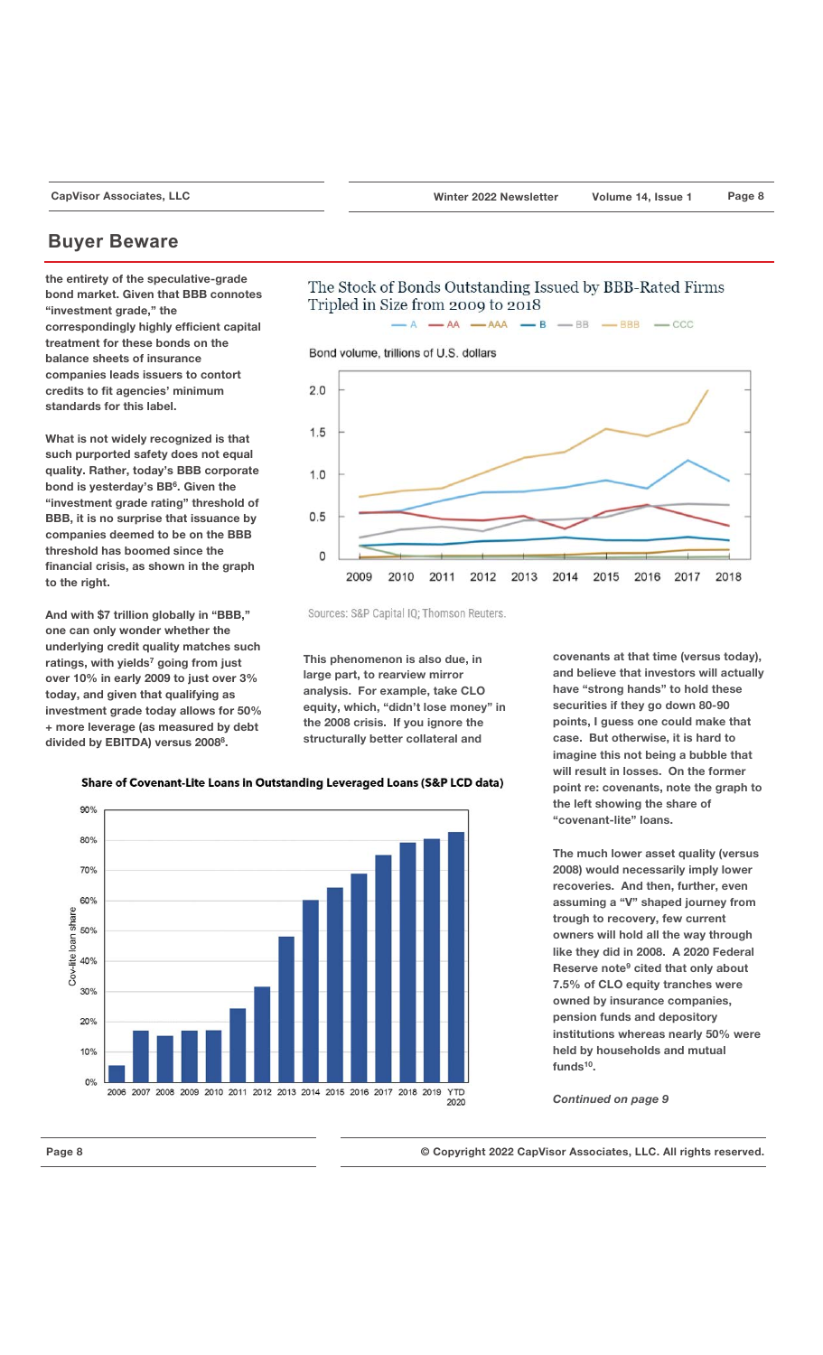## Buyer Beware

the entirety of the speculative-grade bond market. Given that BBB connotes "investment grade," the correspondingly highly efficient capital treatment for these bonds on the balance sheets of insurance companies leads issuers to contort credits to fit agencies' minimum standards for this label.

What is not widely recognized is that such purported safety does not equal quality. Rather, today's BBB corporate bond is yesterday's BB[6]. Given the "investment grade rating" threshold of BBB, it is no surprise that issuance by companies deemed to be on the BBB threshold has boomed since the financial crisis, as shown in the graph to the right.

And with $7 trillion globally in "BBB," one can only wonder whether the underlying credit quality matches such ratings, with yields[7] going from just over 10% in early 2009 to just over 3% today, and given that qualifying as investment grade today allows for 50% + more leverage (as measured by debt divided by EBITDA) versus 2008[8].

The Stock of Bonds Outstanding Issued by BBB-Rated Firms Tripled in Size from 2009 to 2018

A AA AAA B BB BBB CCC

Bond volume, trillions of U.S. dollars

2.0
1.5
1.0
0.5
0

2009 2010 2011 2012 2013 2014 2015 2016 2017 2018

Sources: S&P Capital IQ; Thomson Reuters.

This phenomenon is also due, in large part, to rearview mirror analysis. For example, take CLO equity, which, "didn't lose money" in the 2008 crisis. If you ignore the structurally better collateral and covenants at that time (versus today), and believe that investors will actually have "strong hands" to hold these securities if they go down 80-90 points, I guess one could make that case. But otherwise, it is hard to imagine this not being a bubble that will result in losses. On the former point re: covenants, note the graph to the left showing the share of "covenant-lite" loans.

**Share of Covenant-Lite Loans in Outstanding Leveraged Loans (S&P LCD data)**

Cov-lite loan share

90%
80%
70%
60%
50%
40%
30%
20%
10%
0%

2006 2007 2008 2009 2010 2011 2012 2013 2014 2015 2016 2017 2018 2019 YTD 2020

The much lower asset quality (versus 2008) would necessarily imply lower recoveries. And then, further, even assuming a "V" shaped journey from trough to recovery, few current owners will hold all the way through like they did in 2008. A 2020 Federal Reserve note[9] cited that only about 7.5% of CLO equity tranches were owned by insurance companies, pension funds and depository institutions whereas nearly 50% were held by households and mutual funds[10].

*Continued on page 9*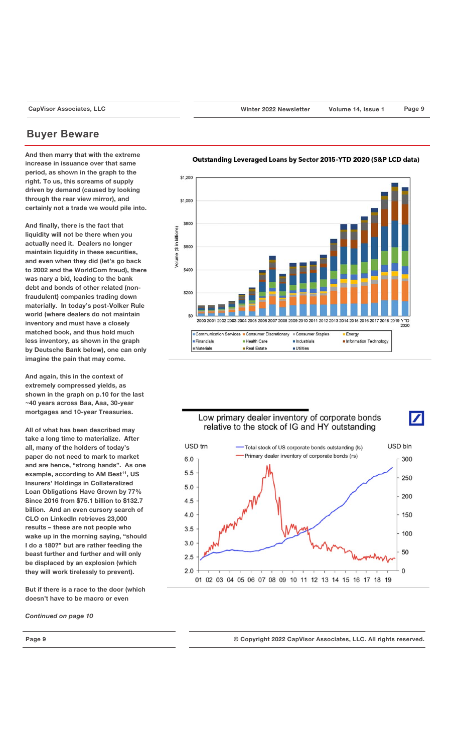## Buyer Beware

**And then marry that with the extreme increase in issuance over that same period, as shown in the graph to the right. To us, this screams of supply driven by demand (caused by looking through the rear view mirror), and certainly not a trade we would pile into.**

**And finally, there is the fact that liquidity will not be there when you actually need it. Dealers no longer maintain liquidity in these securities, and even when they did (let's go back to 2002 and the WorldCom fraud), there was nary a bid, leading to the bank debt and bonds of other related (non-fraudulent) companies trading down materially. In today's post-Volker Rule world (where dealers do not maintain inventory and must have a closely matched book, and thus hold much less inventory, as shown in the graph by Deutsche Bank below), one can only imagine the pain that may come.**

**And again, this in the context of extremely compressed yields, as shown in the graph on p.10 for the last ~40 years across Baa, Aaa, 30-year mortgages and 10-year Treasuries.**

**All of what has been described may take a long time to materialize. After all, many of the holders of today's paper do not need to mark to market and are hence, "strong hands". As one example, according to AM Best[11], US Insurers' Holdings in Collateralized Loan Obligations Have Grown by 77% Since 2016 from $75.1 billion to $132.7 billion. And an even cursory search of CLO on LinkedIn retrieves 23,000 results – these are not people who wake up in the morning saying, "should I do a 180?" but are rather feeding the beast further and further and will only be displaced by an explosion (which they will work tirelessly to prevent).**

**But if there is a race to the door (which doesn't have to be macro or even**

*Continued on page 10*

**Outstanding Leveraged Loans by Sector 2015-YTD 2020 (S&P LCD data)**

$1,200
$1,000
$800
$600
$400
$200
$0

Volume ($ in billions)

2000 2001 2002 2003 2004 2005 2006 2007 2008 2009 2010 2011 2012 2013 2014 2015 2016 2017 2018 2019 YTD 2020

Communication Services, Consumer Discretionary, Consumer Staples, Energy, Financials, Health Care, Industrials, Information Technology, Materials, Real Estate, Utilities

Low primary dealer inventory of corporate bonds relative to the stock of IG and HY outstanding

USD trn
USD bln
Total stock of US corporate bonds outstanding (ls)
Primary dealer inventory of corporate bonds (rs)

6.0, 5.5, 5.0, 4.5, 4.0, 3.5, 3.0, 2.5, 2.0

300, 250, 200, 150, 100, 50, 0

01 02 03 04 05 06 07 08 09 10 11 12 13 14 15 16 17 18 19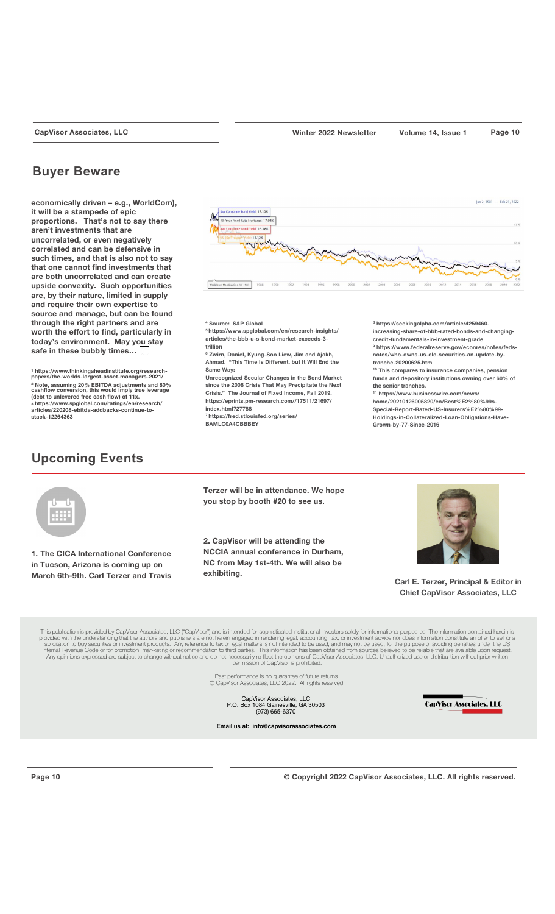## Buyer Beware

**economically driven – e.g., WorldCom), it will be a stampede of epic proportions. That's not to say there aren't investments that are uncorrelated, or even negatively correlated and can be defensive in such times, and that is also not to say that one cannot find investments that are both uncorrelated and can create upside convexity. Such opportunities are, by their nature, limited in supply and require their own expertise to source and manage, but can be found through the right partners and are worth the effort to find, particularly in today's environment. May you stay safe in these bubbly times…**

Jan 2, 1980 — Feb 21, 2022

Baa Corporate Bond Yield: 17.10%

30-Year Fixed Rate Mortgage: 17.04%

Aaa Corporate Bond Yield: 15.18%

10-Year Treasury Yield: 14.12%

15%

10%

5%

0%

Week from Monday, Dec 29, 1980

1988 1990 1992 1994 1996 1998 2000 2002 2004 2006 2008 2010 2012 2014 2016 2018 2020 2022

[1] https://www.thinkingaheadinstitute.org/research-papers/the-worlds-largest-asset-managers-2021/
[2] Note, assuming 20% EBITDA adjustments and 80% cashflow conversion, this would imply true leverage (debt to unlevered free cash flow) of 11x.
[3] https://www.spglobal.com/ratings/en/research/articles/220208-ebitda-addbacks-continue-to-stack-12264363

[4] Source: S&P Global
[5] https://www.spglobal.com/en/research-insights/articles/the-bbb-u-s-bond-market-exceeds-3-trillion
[6] Zwirn, Daniel, Kyung-Soo Liew, Jim and Ajakh, Ahmad. "This Time Is Different, but It Will End the Same Way: Unrecognized Secular Changes in the Bond Market since the 2008 Crisis That May Precipitate the Next Crisis." The Journal of Fixed Income, Fall 2019. https://eprints.pm-research.com//17511/21697/index.html?27768
[7] https://fred.stlouisfed.org/series/BAMLC0A4CBBBEY

[8] https://seekingalpha.com/article/4259460-increasing-share-of-bbb-rated-bonds-and-changing-credit-fundamentals-in-investment-grade
[9] https://www.federalreserve.gov/econres/notes/feds-notes/who-owns-us-clo-securities-an-update-by-tranche-20200625.htm
[10] This compares to insurance companies, pension funds and depository institutions owning over 60% of the senior tranches.
[11] https://www.businesswire.com/news/home/20210126005820/en/Best%E2%80%99s-Special-Report-Rated-US-Insurers%E2%80%99-Holdings-in-Collateralized-Loan-Obligations-Have-Grown-by-77-Since-2016

## Upcoming Events

**1. The CICA International Conference in Tucson, Arizona is coming up on March 6th-9th. Carl Terzer and Travis Terzer will be in attendance. We hope you stop by booth #20 to see us.**

**2. CapVisor will be attending the NCCIA annual conference in Durham, NC from May 1st-4th. We will also be exhibiting.**

**Carl E. Terzer, Principal & Editor in Chief CapVisor Associates, LLC**

This publication is provided by CapVisor Associates, LLC ("CapVisor") and is intended for sophisticated institutional investors solely for informational purpos-es. The information contained herein is provided with the understanding that the authors and publishers are not herein engaged in rendering legal, accounting, tax, or investment advice nor does information constitute an offer to sell or a solicitation to buy securities or investment products. Any reference to tax or legal matters is not intended to be used, and may not be used, for the purpose of avoiding penalties under the US Internal Revenue Code or for promotion, mar-keting or recommendation to third parties. This information has been obtained from sources believed to be reliable that are available upon request. Any opin-ions expressed are subject to change without notice and do not necessarily re-flect the opinions of CapVisor Associates, LLC. Unauthorized use or distribu-tion without prior written permission of CapVisor is prohibited.

Past performance is no guarantee of future returns.
© CapVisor Associates, LLC 2022. All rights reserved.

CapVisor Associates, LLC
P.O. Box 1084 Gainesville, GA 30503
(973) 665-6370

**Email us at: info@capvisorassociates.com**

CapVisor Associates, LLC

© Copyright 2022 CapVisor Associates, LLC. All rights reserved.